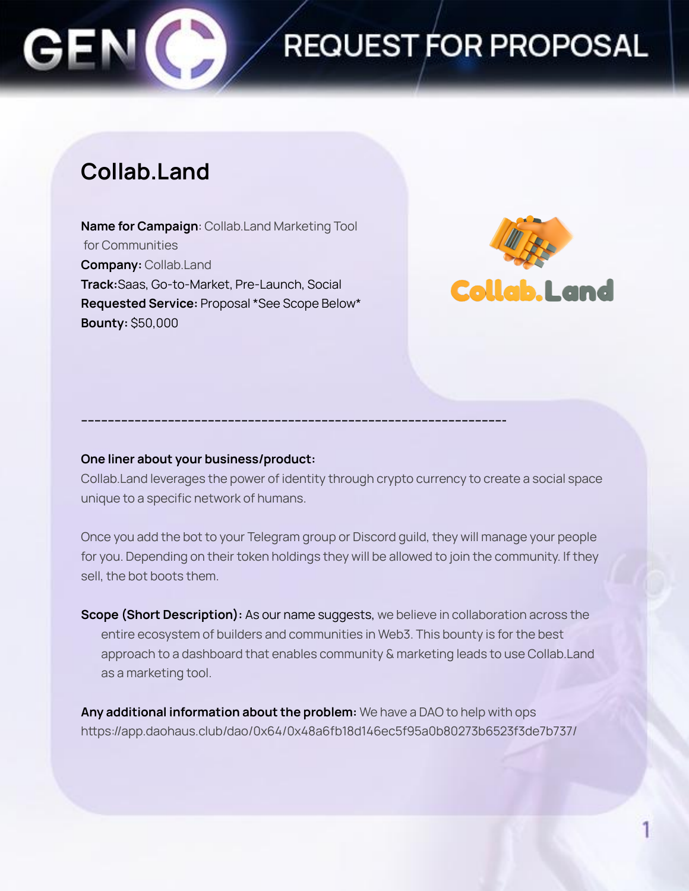# REQUEST FOR PROPOSAL

## Collab.Land

**Name for Campaign**: Collab.Land Marketing Tool for Communities
**Company:** Collab.Land
**Track:** Saas, Go-to-Market, Pre-Launch, Social
**Requested Service:** Proposal *See Scope Below*
**Bounty:** $50,000

---

**One liner about your business/product:**
Collab.Land leverages the power of identity through crypto currency to create a social space unique to a specific network of humans.

Once you add the bot to your Telegram group or Discord guild, they will manage your people for you. Depending on their token holdings they will be allowed to join the community. If they sell, the bot boots them.

**Scope (Short Description):** As our name suggests, we believe in collaboration across the entire ecosystem of builders and communities in Web3. This bounty is for the best approach to a dashboard that enables community & marketing leads to use Collab.Land as a marketing tool.

**Any additional information about the problem:** We have a DAO to help with ops https://app.daohaus.club/dao/0x64/0x48a6fb18d146ec5f95a0b80273b6523f3de7b737/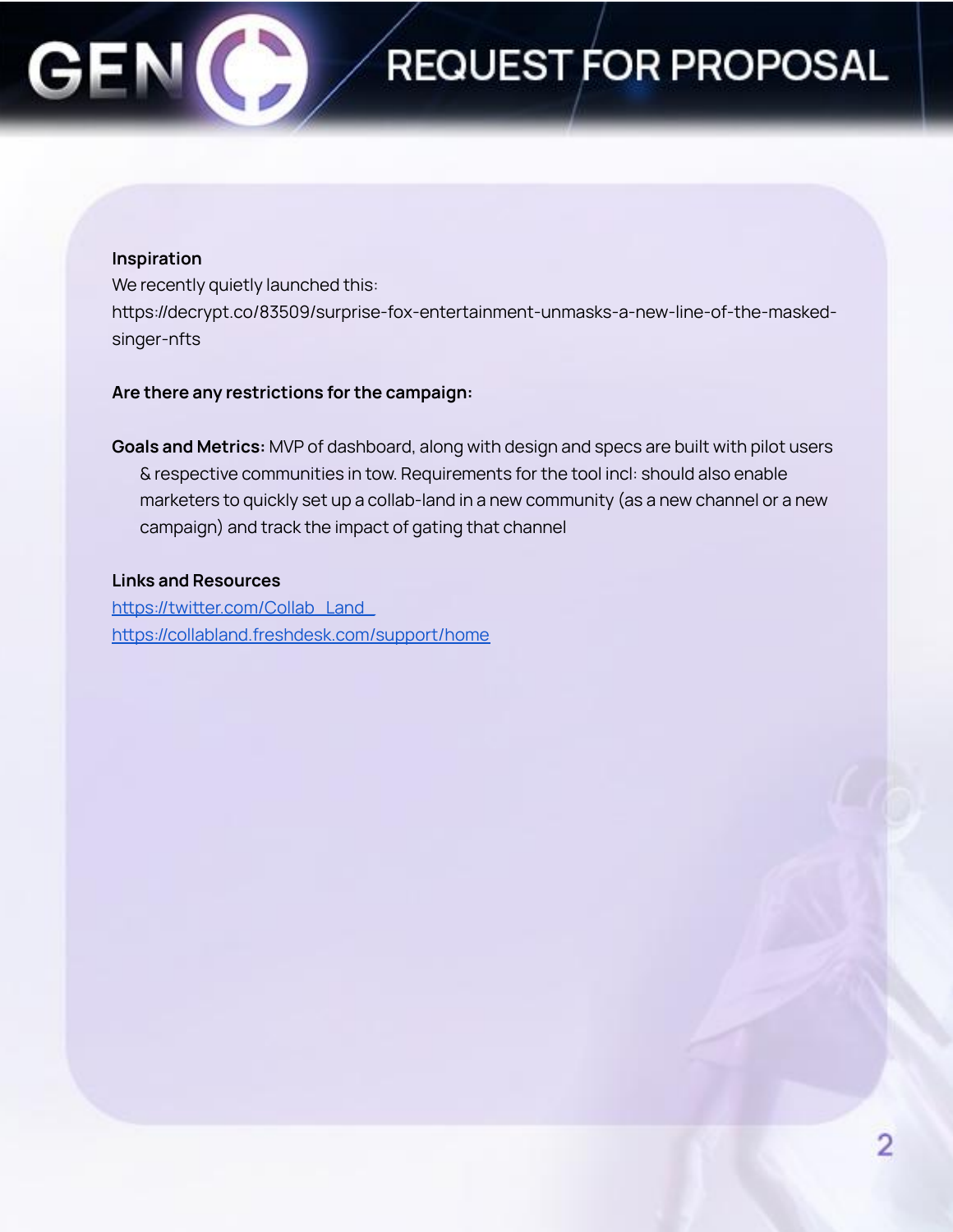**Inspiration**
We recently quietly launched this:
https://decrypt.co/83509/surprise-fox-entertainment-unmasks-a-new-line-of-the-masked-singer-nfts

**Are there any restrictions for the campaign:**

**Goals and Metrics:** MVP of dashboard, along with design and specs are built with pilot users & respective communities in tow. Requirements for the tool incl: should also enable marketers to quickly set up a collab-land in a new community (as a new channel or a new campaign) and track the impact of gating that channel

**Links and Resources**
[https://twitter.com/Collab_Land_](https://twitter.com/Collab_Land_)
[https://collabland.freshdesk.com/support/home](https://collabland.freshdesk.com/support/home)